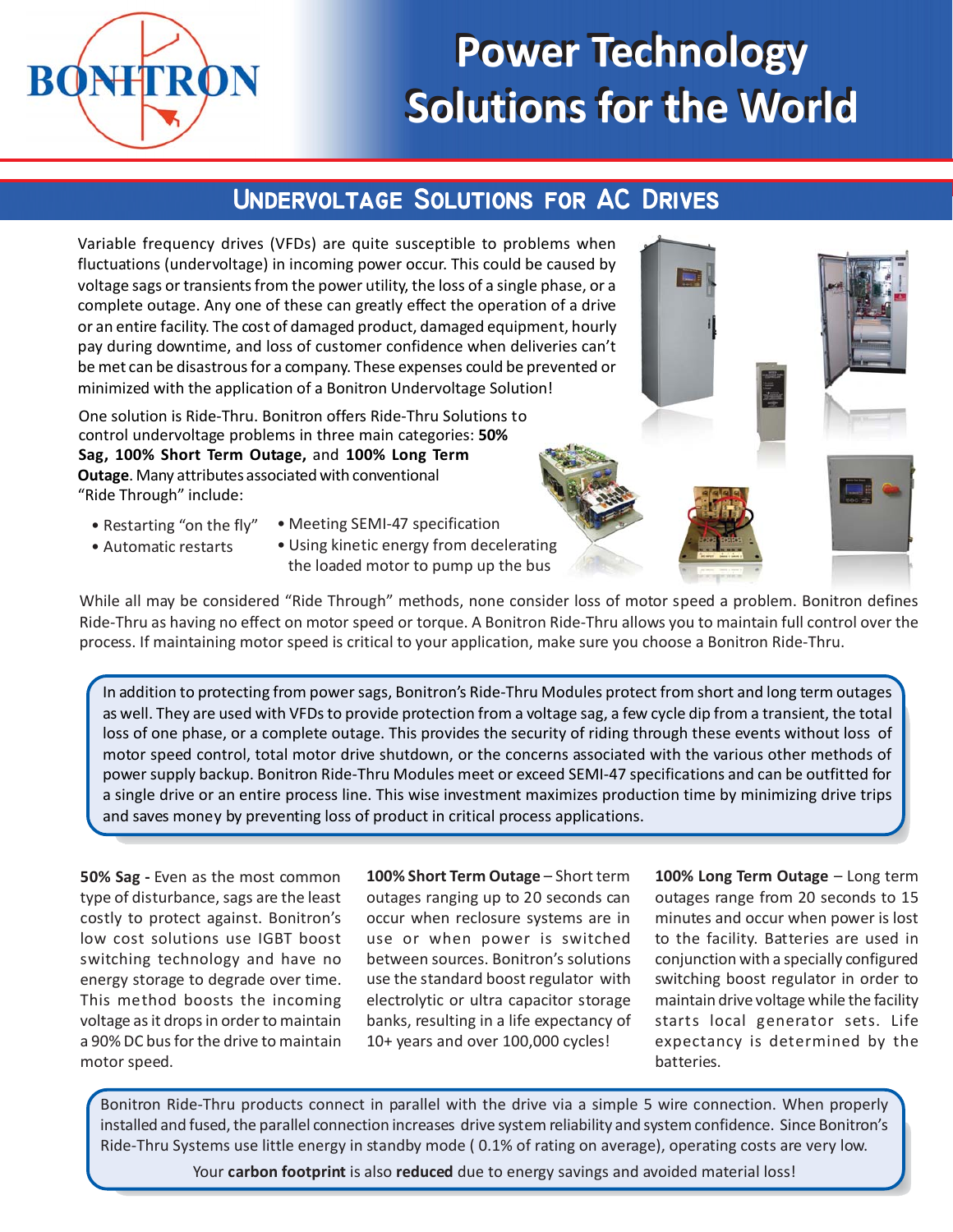# Power Technology Solutions for the World

## Undervoltage Solutions for AC Drives

Variable frequency drives (VFDs) are quite susceptible to problems when fluctuations (undervoltage) in incoming power occur. This could be caused by voltage sags or transients from the power utility, the loss of a single phase, or a complete outage. Any one of these can greatly effect the operation of a drive or an entire facility. The cost of damaged product, damaged equipment, hourly pay during downtime, and loss of customer confidence when deliveries can't be met can be disastrous for a company. These expenses could be prevented or minimized with the application of a Bonitron Undervoltage Solution!

One solution is Ride-Thru. Bonitron offers Ride-Thru Solutions to control undervoltage problems in three main categories: **50% Sag, 100% Short Term Outage,** and **100% Long Term Outage**. Many attributes associated with conventional "Ride Through" include:

- Restarting "on the fly"
- Automatic restarts
- Meeting SEMI-47 specification
- Using kinetic energy from decelerating the loaded motor to pump up the bus

While all may be considered "Ride Through" methods, none consider loss of motor speed a problem. Bonitron defines Ride-Thru as having no effect on motor speed or torque. A Bonitron Ride-Thru allows you to maintain full control over the process. If maintaining motor speed is critical to your application, make sure you choose a Bonitron Ride-Thru.

In addition to protecting from power sags, Bonitron's Ride-Thru Modules protect from short and long term outages as well. They are used with VFDs to provide protection from a voltage sag, a few cycle dip from a transient, the total loss of one phase, or a complete outage. This provides the security of riding through these events without loss of motor speed control, total motor drive shutdown, or the concerns associated with the various other methods of power supply backup. Bonitron Ride-Thru Modules meet or exceed SEMI-47 specifications and can be outfitted for a single drive or an entire process line. This wise investment maximizes production time by minimizing drive trips and saves money by preventing loss of product in critical process applications.

**50% Sag -** Even as the most common type of disturbance, sags are the least costly to protect against. Bonitron's low cost solutions use IGBT boost switching technology and have no energy storage to degrade over time. This method boosts the incoming voltage as it drops in order to maintain a 90% DC bus for the drive to maintain motor speed.

**100% Short Term Outage** – Short term outages ranging up to 20 seconds can occur when reclosure systems are in use or when power is switched between sources. Bonitron's solutions use the standard boost regulator with electrolytic or ultra capacitor storage banks, resulting in a life expectancy of 10+ years and over 100,000 cycles!

**100% Long Term Outage** – Long term outages range from 20 seconds to 15 minutes and occur when power is lost to the facility. Batteries are used in conjunction with a specially configured switching boost regulator in order to maintain drive voltage while the facility starts local generator sets. Life expectancy is determined by the batteries.

Bonitron Ride-Thru products connect in parallel with the drive via a simple 5 wire connection. When properly installed and fused, the parallel connection increases drive system reliability and system confidence. Since Bonitron's Ride-Thru Systems use little energy in standby mode ( 0.1% of rating on average), operating costs are very low.

Your **carbon footprint** is also **reduced** due to energy savings and avoided material loss!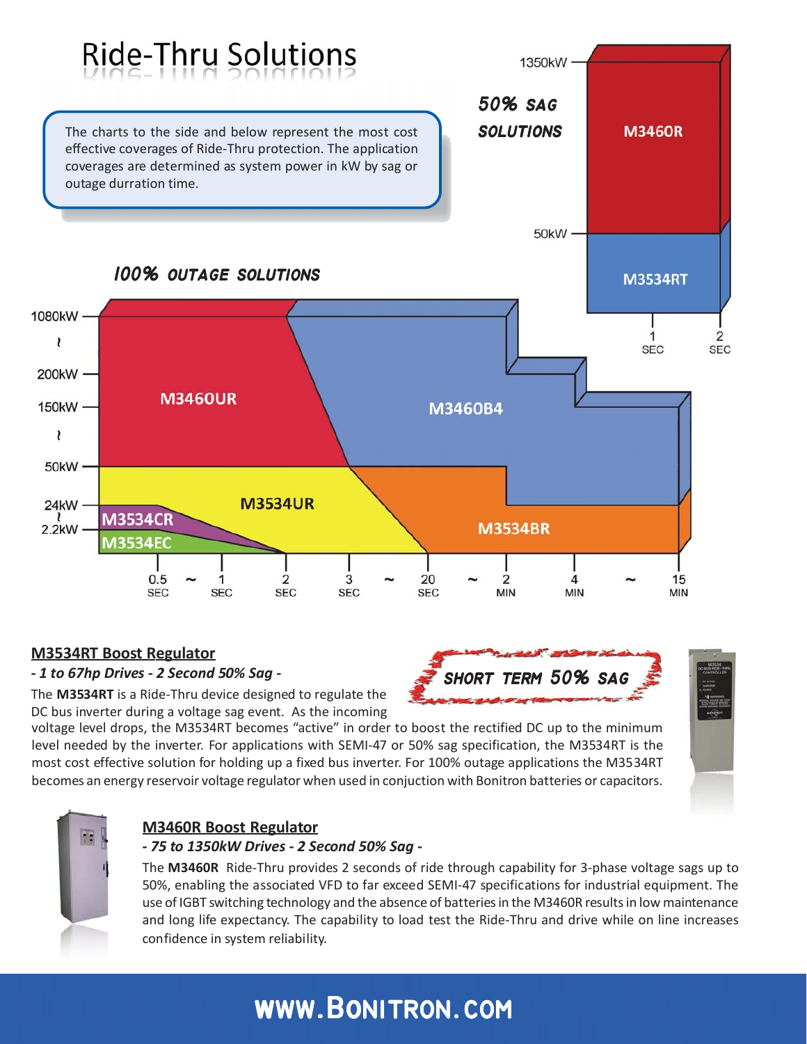# Ride-Thru Solutions

The charts to the side and below represent the most cost effective coverages of Ride-Thru protection. The application coverages are determined as system power in kW by sag or outage durration time.

**50% SAG SOLUTIONS**

1350kW — M3460R

50kW — M3534RT

1 SEC — 2 SEC

**100% OUTAGE SOLUTIONS**

1080kW, 200kW, 150kW, 50kW, 24kW, 2.2kW

M3460UR, M3460B4, M3534UR, M3534BR, M3534CR, M3534EC

0.5 SEC ~ 1 SEC, 2 SEC, 3 SEC ~ 20 SEC ~ 2 MIN, 4 MIN ~ 15 MIN

## M3534RT Boost Regulator

*- 1 to 67hp Drives - 2 Second 50% Sag -*

**SHORT TERM 50% SAG**

The **M3534RT** is a Ride-Thru device designed to regulate the DC bus inverter during a voltage sag event. As the incoming voltage level drops, the M3534RT becomes "active" in order to boost the rectified DC up to the minimum level needed by the inverter. For applications with SEMI-47 or 50% sag specification, the M3534RT is the most cost effective solution for holding up a fixed bus inverter. For 100% outage applications the M3534RT becomes an energy reservoir voltage regulator when used in conjuction with Bonitron batteries or capacitors.

## M3460R Boost Regulator

*- 75 to 1350kW Drives - 2 Second 50% Sag -*

The **M3460R** Ride-Thru provides 2 seconds of ride through capability for 3-phase voltage sags up to 50%, enabling the associated VFD to far exceed SEMI-47 specifications for industrial equipment. The use of IGBT switching technology and the absence of batteries in the M3460R results in low maintenance and long life expectancy. The capability to load test the Ride-Thru and drive while on line increases confidence in system reliability.

**WWW.BONITRON.COM**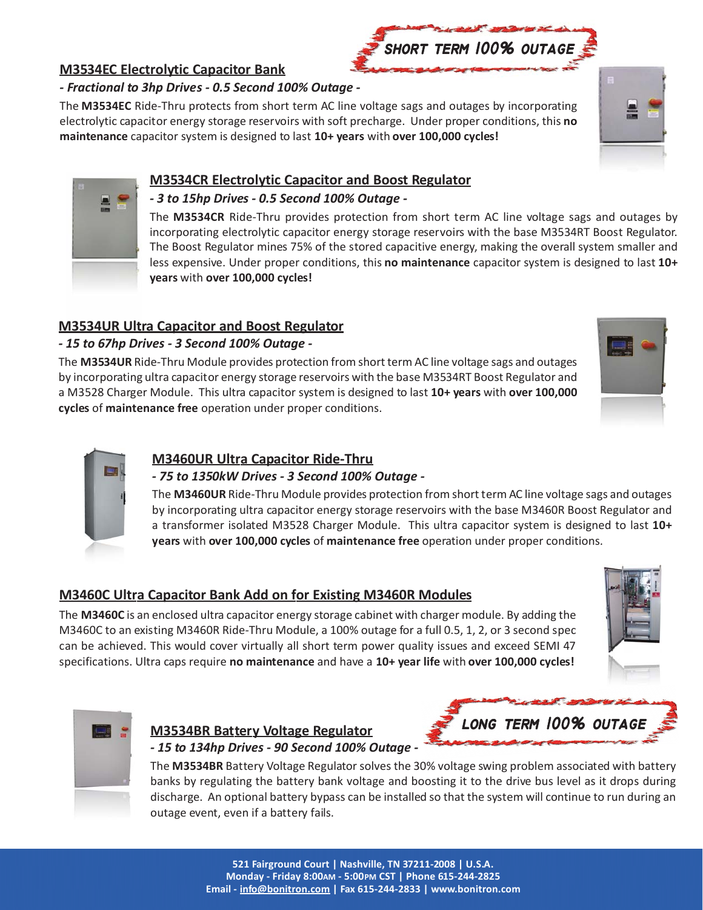SHORT TERM 100% OUTAGE

## M3534EC Electrolytic Capacitor Bank

*- Fractional to 3hp Drives - 0.5 Second 100% Outage -*

The **M3534EC** Ride-Thru protects from short term AC line voltage sags and outages by incorporating electrolytic capacitor energy storage reservoirs with soft precharge. Under proper conditions, this **no maintenance** capacitor system is designed to last **10+ years** with **over 100,000 cycles!**

## M3534CR Electrolytic Capacitor and Boost Regulator

*- 3 to 15hp Drives - 0.5 Second 100% Outage -*

The **M3534CR** Ride-Thru provides protection from short term AC line voltage sags and outages by incorporating electrolytic capacitor energy storage reservoirs with the base M3534RT Boost Regulator. The Boost Regulator mines 75% of the stored capacitive energy, making the overall system smaller and less expensive. Under proper conditions, this **no maintenance** capacitor system is designed to last **10+ years** with **over 100,000 cycles!**

## M3534UR Ultra Capacitor and Boost Regulator

*- 15 to 67hp Drives - 3 Second 100% Outage -*

The **M3534UR** Ride-Thru Module provides protection from short term AC line voltage sags and outages by incorporating ultra capacitor energy storage reservoirs with the base M3534RT Boost Regulator and a M3528 Charger Module. This ultra capacitor system is designed to last **10+ years** with **over 100,000 cycles** of **maintenance free** operation under proper conditions.

## M3460UR Ultra Capacitor Ride-Thru

*- 75 to 1350kW Drives - 3 Second 100% Outage -*

The **M3460UR** Ride-Thru Module provides protection from short term AC line voltage sags and outages by incorporating ultra capacitor energy storage reservoirs with the base M3460R Boost Regulator and a transformer isolated M3528 Charger Module. This ultra capacitor system is designed to last **10+ years** with **over 100,000 cycles** of **maintenance free** operation under proper conditions.

## M3460C Ultra Capacitor Bank Add on for Existing M3460R Modules

The **M3460C** is an enclosed ultra capacitor energy storage cabinet with charger module. By adding the M3460C to an existing M3460R Ride-Thru Module, a 100% outage for a full 0.5, 1, 2, or 3 second spec can be achieved. This would cover virtually all short term power quality issues and exceed SEMI 47 specifications. Ultra caps require **no maintenance** and have a **10+ year life** with **over 100,000 cycles!**

LONG TERM 100% OUTAGE

## M3534BR Battery Voltage Regulator

*- 15 to 134hp Drives - 90 Second 100% Outage -*

The **M3534BR** Battery Voltage Regulator solves the 30% voltage swing problem associated with battery banks by regulating the battery bank voltage and boosting it to the drive bus level as it drops during discharge. An optional battery bypass can be installed so that the system will continue to run during an outage event, even if a battery fails.

**521 Fairground Court | Nashville, TN 37211-2008 | U.S.A.**
**Monday - Friday 8:00AM - 5:00PM CST | Phone 615-244-2825**
**Email - info@bonitron.com | Fax 615-244-2833 | www.bonitron.com**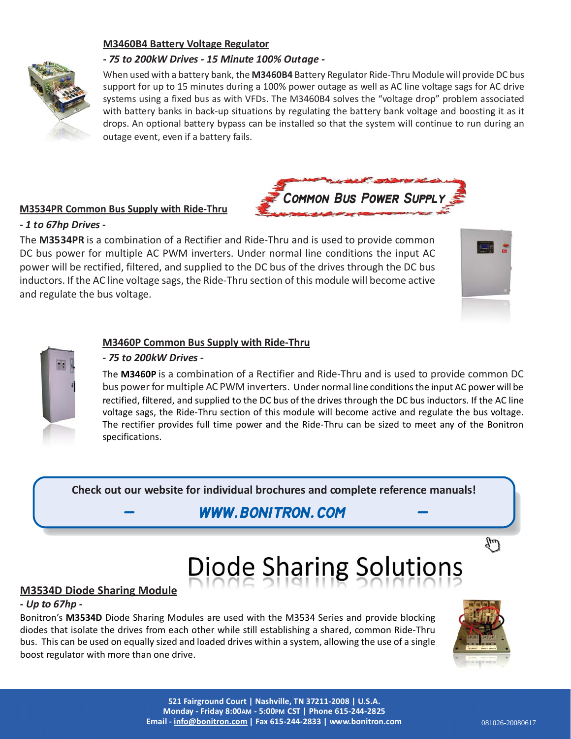### M3460B4 Battery Voltage Regulator

*- 75 to 200kW Drives - 15 Minute 100% Outage -*

When used with a battery bank, the **M3460B4** Battery Regulator Ride-Thru Module will provide DC bus support for up to 15 minutes during a 100% power outage as well as AC line voltage sags for AC drive systems using a fixed bus as with VFDs. The M3460B4 solves the "voltage drop" problem associated with battery banks in back-up situations by regulating the battery bank voltage and boosting it as it drops. An optional battery bypass can be installed so that the system will continue to run during an outage event, even if a battery fails.

## Common Bus Power Supply

### M3534PR Common Bus Supply with Ride-Thru

*- 1 to 67hp Drives -*

The **M3534PR** is a combination of a Rectifier and Ride-Thru and is used to provide common DC bus power for multiple AC PWM inverters. Under normal line conditions the input AC power will be rectified, filtered, and supplied to the DC bus of the drives through the DC bus inductors. If the AC line voltage sags, the Ride-Thru section of this module will become active and regulate the bus voltage.

### M3460P Common Bus Supply with Ride-Thru

*- 75 to 200kW Drives -*

The **M3460P** is a combination of a Rectifier and Ride-Thru and is used to provide common DC bus power for multiple AC PWM inverters. Under normal line conditions the input AC power will be rectified, filtered, and supplied to the DC bus of the drives through the DC bus inductors. If the AC line voltage sags, the Ride-Thru section of this module will become active and regulate the bus voltage. The rectifier provides full time power and the Ride-Thru can be sized to meet any of the Bonitron specifications.

**Check out our website for individual brochures and complete reference manuals!**

**– *WWW.BONITRON.COM* –**

# Diode Sharing Solutions

### M3534D Diode Sharing Module

*- Up to 67hp -*

Bonitron's **M3534D** Diode Sharing Modules are used with the M3534 Series and provide blocking diodes that isolate the drives from each other while still establishing a shared, common Ride-Thru bus. This can be used on equally sized and loaded drives within a system, allowing the use of a single boost regulator with more than one drive.

**521 Fairground Court | Nashville, TN 37211-2008 | U.S.A.**
**Monday - Friday 8:00AM - 5:00PM CST | Phone 615-244-2825**
**Email - info@bonitron.com | Fax 615-244-2833 | www.bonitron.com**

081026-20080617